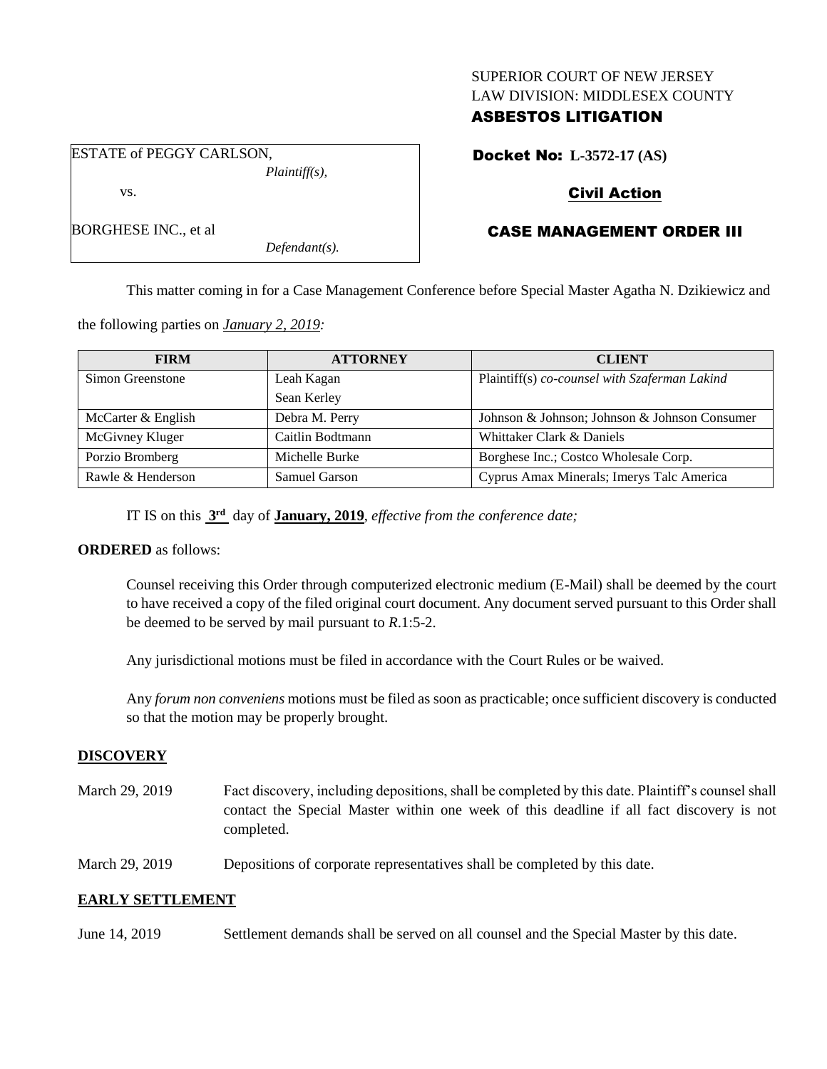SUPERIOR COURT OF NEW JERSEY
LAW DIVISION: MIDDLESEX COUNTY
**ASBESTOS LITIGATION**

ESTATE of PEGGY CARLSON,
*Plaintiff(s),*

vs.

BORGHESE INC., et al
*Defendant(s).*

**Docket No: L-3572-17 (AS)**

**Civil Action**

**CASE MANAGEMENT ORDER III**

This matter coming in for a Case Management Conference before Special Master Agatha N. Dzikiewicz and the following parties on *January 2, 2019:*

| FIRM | ATTORNEY | CLIENT |
|---|---|---|
| Simon Greenstone | Leah Kagan<br>Sean Kerley | Plaintiff(s) *co-counsel with Szaferman Lakind* |
| McCarter & English | Debra M. Perry | Johnson & Johnson; Johnson & Johnson Consumer |
| McGivney Kluger | Caitlin Bodtmann | Whittaker Clark & Daniels |
| Porzio Bromberg | Michelle Burke | Borghese Inc.; Costco Wholesale Corp. |
| Rawle & Henderson | Samuel Garson | Cyprus Amax Minerals; Imerys Talc America |

IT IS on this **3rd** day of **January, 2019**, *effective from the conference date;*

**ORDERED** as follows:

Counsel receiving this Order through computerized electronic medium (E-Mail) shall be deemed by the court to have received a copy of the filed original court document. Any document served pursuant to this Order shall be deemed to be served by mail pursuant to *R*.1:5-2.

Any jurisdictional motions must be filed in accordance with the Court Rules or be waived.

Any *forum non conveniens* motions must be filed as soon as practicable; once sufficient discovery is conducted so that the motion may be properly brought.

## DISCOVERY

March 29, 2019 — Fact discovery, including depositions, shall be completed by this date. Plaintiff's counsel shall contact the Special Master within one week of this deadline if all fact discovery is not completed.

March 29, 2019 — Depositions of corporate representatives shall be completed by this date.

## EARLY SETTLEMENT

June 14, 2019 — Settlement demands shall be served on all counsel and the Special Master by this date.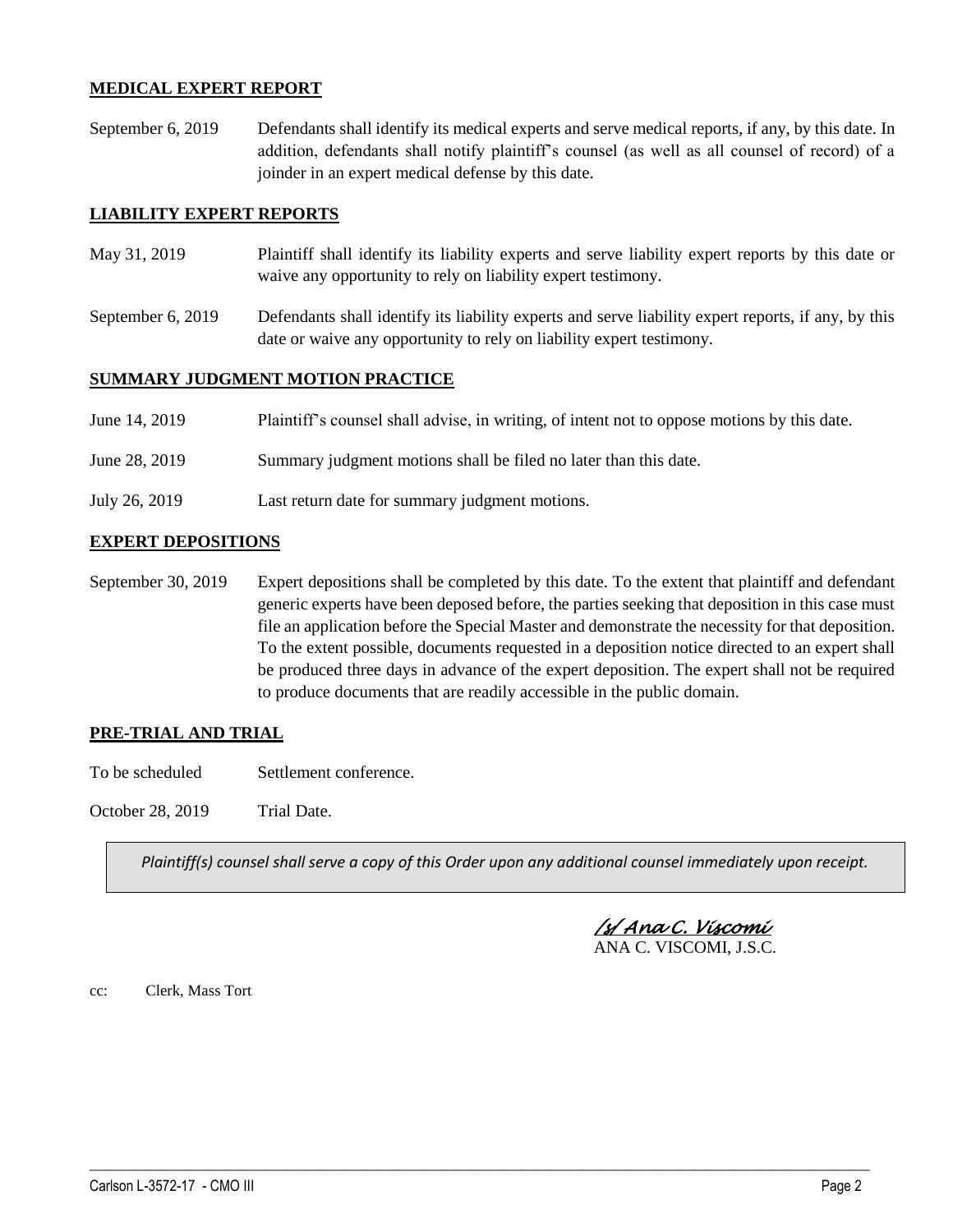**MEDICAL EXPERT REPORT**

September 6, 2019 Defendants shall identify its medical experts and serve medical reports, if any, by this date. In addition, defendants shall notify plaintiff's counsel (as well as all counsel of record) of a joinder in an expert medical defense by this date.

**LIABILITY EXPERT REPORTS**

May 31, 2019 Plaintiff shall identify its liability experts and serve liability expert reports by this date or waive any opportunity to rely on liability expert testimony.

September 6, 2019 Defendants shall identify its liability experts and serve liability expert reports, if any, by this date or waive any opportunity to rely on liability expert testimony.

**SUMMARY JUDGMENT MOTION PRACTICE**

June 14, 2019 Plaintiff's counsel shall advise, in writing, of intent not to oppose motions by this date.

June 28, 2019 Summary judgment motions shall be filed no later than this date.

July 26, 2019 Last return date for summary judgment motions.

**EXPERT DEPOSITIONS**

September 30, 2019 Expert depositions shall be completed by this date. To the extent that plaintiff and defendant generic experts have been deposed before, the parties seeking that deposition in this case must file an application before the Special Master and demonstrate the necessity for that deposition. To the extent possible, documents requested in a deposition notice directed to an expert shall be produced three days in advance of the expert deposition. The expert shall not be required to produce documents that are readily accessible in the public domain.

**PRE-TRIAL AND TRIAL**

To be scheduled Settlement conference.

October 28, 2019 Trial Date.

*Plaintiff(s) counsel shall serve a copy of this Order upon any additional counsel immediately upon receipt.*

*/s/ Ana C. Viscomi*
ANA C. VISCOMI, J.S.C.

cc: Clerk, Mass Tort